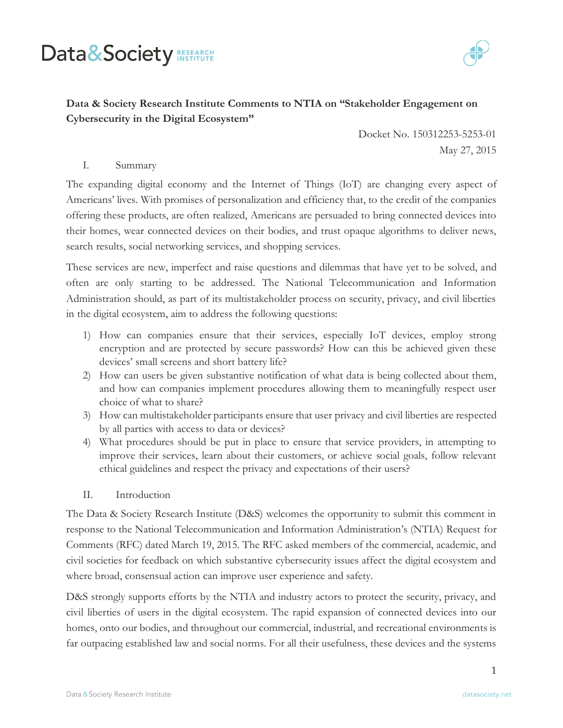**Data & Society Research Institute Comments to NTIA on "Stakeholder Engagement on Cybersecurity in the Digital Ecosystem"**

Docket No. 150312253-5253-01
May 27, 2015

## I. Summary

The expanding digital economy and the Internet of Things (IoT) are changing every aspect of Americans' lives. With promises of personalization and efficiency that, to the credit of the companies offering these products, are often realized, Americans are persuaded to bring connected devices into their homes, wear connected devices on their bodies, and trust opaque algorithms to deliver news, search results, social networking services, and shopping services.

These services are new, imperfect and raise questions and dilemmas that have yet to be solved, and often are only starting to be addressed. The National Telecommunication and Information Administration should, as part of its multistakeholder process on security, privacy, and civil liberties in the digital ecosystem, aim to address the following questions:

1) How can companies ensure that their services, especially IoT devices, employ strong encryption and are protected by secure passwords? How can this be achieved given these devices' small screens and short battery life?
2) How can users be given substantive notification of what data is being collected about them, and how can companies implement procedures allowing them to meaningfully respect user choice of what to share?
3) How can multistakeholder participants ensure that user privacy and civil liberties are respected by all parties with access to data or devices?
4) What procedures should be put in place to ensure that service providers, in attempting to improve their services, learn about their customers, or achieve social goals, follow relevant ethical guidelines and respect the privacy and expectations of their users?

## II. Introduction

The Data & Society Research Institute (D&S) welcomes the opportunity to submit this comment in response to the National Telecommunication and Information Administration's (NTIA) Request for Comments (RFC) dated March 19, 2015. The RFC asked members of the commercial, academic, and civil societies for feedback on which substantive cybersecurity issues affect the digital ecosystem and where broad, consensual action can improve user experience and safety.

D&S strongly supports efforts by the NTIA and industry actors to protect the security, privacy, and civil liberties of users in the digital ecosystem. The rapid expansion of connected devices into our homes, onto our bodies, and throughout our commercial, industrial, and recreational environments is far outpacing established law and social norms. For all their usefulness, these devices and the systems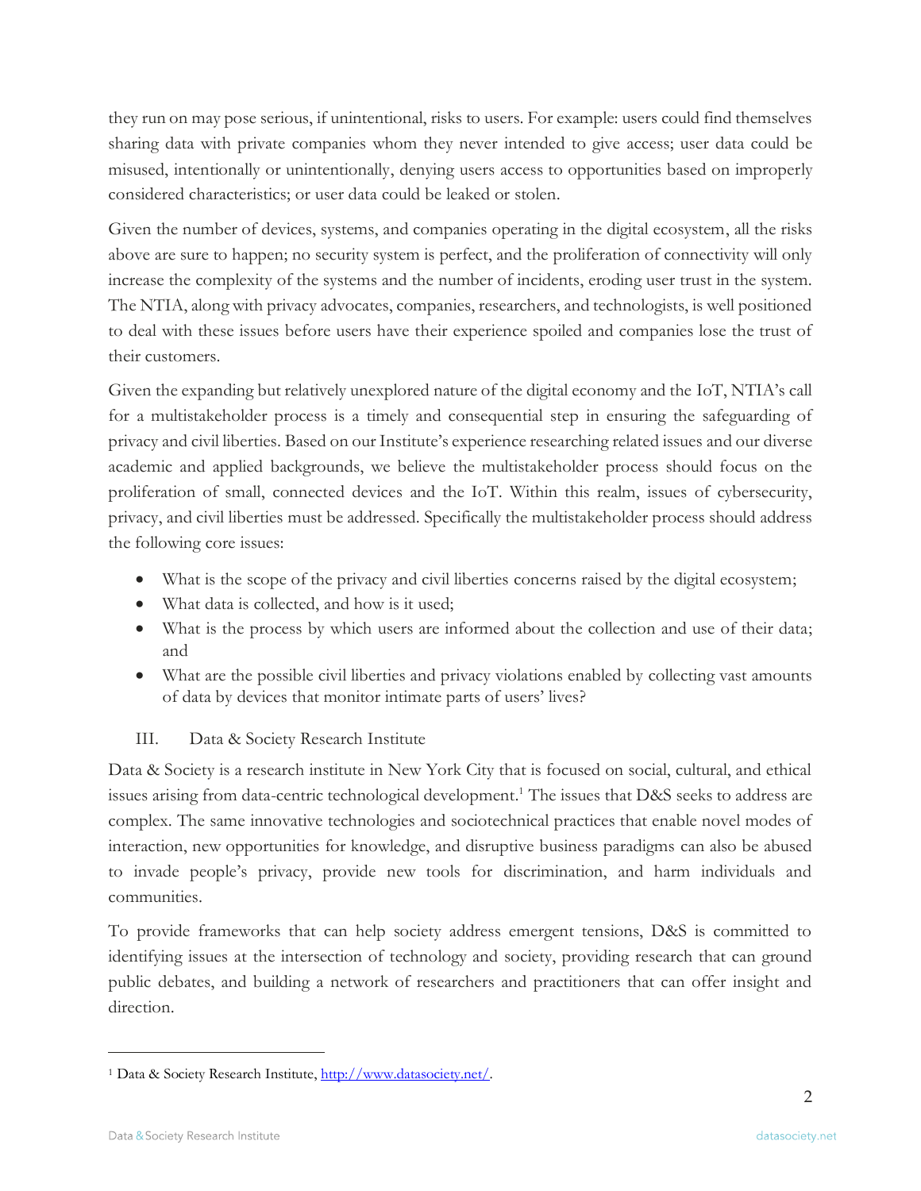they run on may pose serious, if unintentional, risks to users. For example: users could find themselves sharing data with private companies whom they never intended to give access; user data could be misused, intentionally or unintentionally, denying users access to opportunities based on improperly considered characteristics; or user data could be leaked or stolen.

Given the number of devices, systems, and companies operating in the digital ecosystem, all the risks above are sure to happen; no security system is perfect, and the proliferation of connectivity will only increase the complexity of the systems and the number of incidents, eroding user trust in the system. The NTIA, along with privacy advocates, companies, researchers, and technologists, is well positioned to deal with these issues before users have their experience spoiled and companies lose the trust of their customers.

Given the expanding but relatively unexplored nature of the digital economy and the IoT, NTIA's call for a multistakeholder process is a timely and consequential step in ensuring the safeguarding of privacy and civil liberties. Based on our Institute's experience researching related issues and our diverse academic and applied backgrounds, we believe the multistakeholder process should focus on the proliferation of small, connected devices and the IoT. Within this realm, issues of cybersecurity, privacy, and civil liberties must be addressed. Specifically the multistakeholder process should address the following core issues:

- What is the scope of the privacy and civil liberties concerns raised by the digital ecosystem;
- What data is collected, and how is it used;
- What is the process by which users are informed about the collection and use of their data; and
- What are the possible civil liberties and privacy violations enabled by collecting vast amounts of data by devices that monitor intimate parts of users' lives?

## III. Data & Society Research Institute

Data & Society is a research institute in New York City that is focused on social, cultural, and ethical issues arising from data-centric technological development.[1] The issues that D&S seeks to address are complex. The same innovative technologies and sociotechnical practices that enable novel modes of interaction, new opportunities for knowledge, and disruptive business paradigms can also be abused to invade people's privacy, provide new tools for discrimination, and harm individuals and communities.

To provide frameworks that can help society address emergent tensions, D&S is committed to identifying issues at the intersection of technology and society, providing research that can ground public debates, and building a network of researchers and practitioners that can offer insight and direction.

---

[1] Data & Society Research Institute, http://www.datasociety.net/.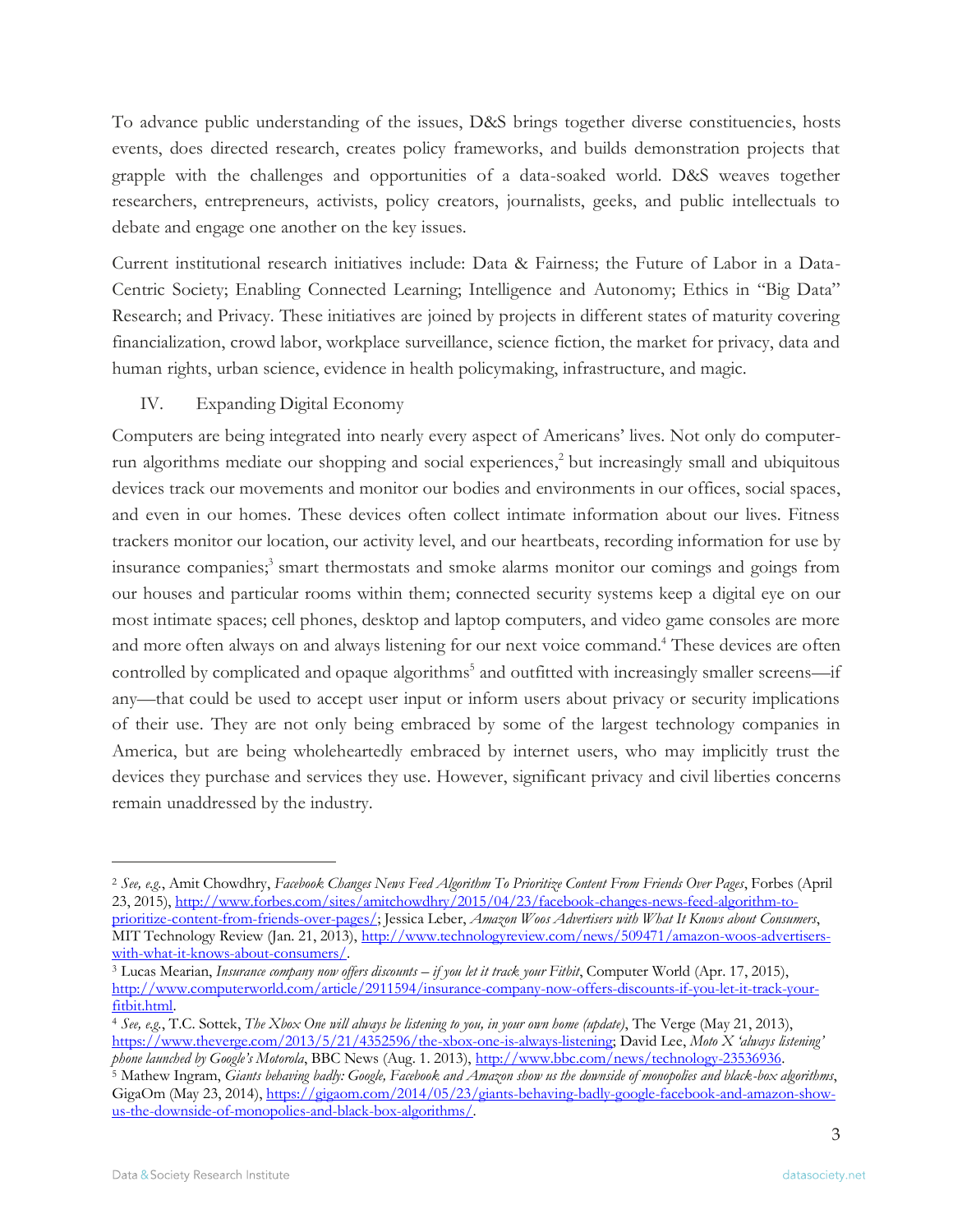To advance public understanding of the issues, D&S brings together diverse constituencies, hosts events, does directed research, creates policy frameworks, and builds demonstration projects that grapple with the challenges and opportunities of a data-soaked world. D&S weaves together researchers, entrepreneurs, activists, policy creators, journalists, geeks, and public intellectuals to debate and engage one another on the key issues.

Current institutional research initiatives include: Data & Fairness; the Future of Labor in a Data-Centric Society; Enabling Connected Learning; Intelligence and Autonomy; Ethics in "Big Data" Research; and Privacy. These initiatives are joined by projects in different states of maturity covering financialization, crowd labor, workplace surveillance, science fiction, the market for privacy, data and human rights, urban science, evidence in health policymaking, infrastructure, and magic.

## IV. Expanding Digital Economy

Computers are being integrated into nearly every aspect of Americans' lives. Not only do computer-run algorithms mediate our shopping and social experiences,[2] but increasingly small and ubiquitous devices track our movements and monitor our bodies and environments in our offices, social spaces, and even in our homes. These devices often collect intimate information about our lives. Fitness trackers monitor our location, our activity level, and our heartbeats, recording information for use by insurance companies;[3] smart thermostats and smoke alarms monitor our comings and goings from our houses and particular rooms within them; connected security systems keep a digital eye on our most intimate spaces; cell phones, desktop and laptop computers, and video game consoles are more and more often always on and always listening for our next voice command.[4] These devices are often controlled by complicated and opaque algorithms[5] and outfitted with increasingly smaller screens—if any—that could be used to accept user input or inform users about privacy or security implications of their use. They are not only being embraced by some of the largest technology companies in America, but are being wholeheartedly embraced by internet users, who may implicitly trust the devices they purchase and services they use. However, significant privacy and civil liberties concerns remain unaddressed by the industry.

---

[2] *See, e.g.*, Amit Chowdhry, *Facebook Changes News Feed Algorithm To Prioritize Content From Friends Over Pages*, Forbes (April 23, 2015), http://www.forbes.com/sites/amitchowdhry/2015/04/23/facebook-changes-news-feed-algorithm-to-prioritize-content-from-friends-over-pages/; Jessica Leber, *Amazon Woos Advertisers with What It Knows about Consumers*, MIT Technology Review (Jan. 21, 2013), http://www.technologyreview.com/news/509471/amazon-woos-advertisers-with-what-it-knows-about-consumers/.

[3] Lucas Mearian, *Insurance company now offers discounts – if you let it track your Fitbit*, Computer World (Apr. 17, 2015), http://www.computerworld.com/article/2911594/insurance-company-now-offers-discounts-if-you-let-it-track-your-fitbit.html.

[4] *See, e.g.*, T.C. Sottek, *The Xbox One will always be listening to you, in your own home (update)*, The Verge (May 21, 2013), https://www.theverge.com/2013/5/21/4352596/the-xbox-one-is-always-listening; David Lee, *Moto X 'always listening' phone launched by Google's Motorola*, BBC News (Aug. 1. 2013), http://www.bbc.com/news/technology-23536936.

[5] Mathew Ingram, *Giants behaving badly: Google, Facebook and Amazon show us the downside of monopolies and black-box algorithms*, GigaOm (May 23, 2014), https://gigaom.com/2014/05/23/giants-behaving-badly-google-facebook-and-amazon-show-us-the-downside-of-monopolies-and-black-box-algorithms/.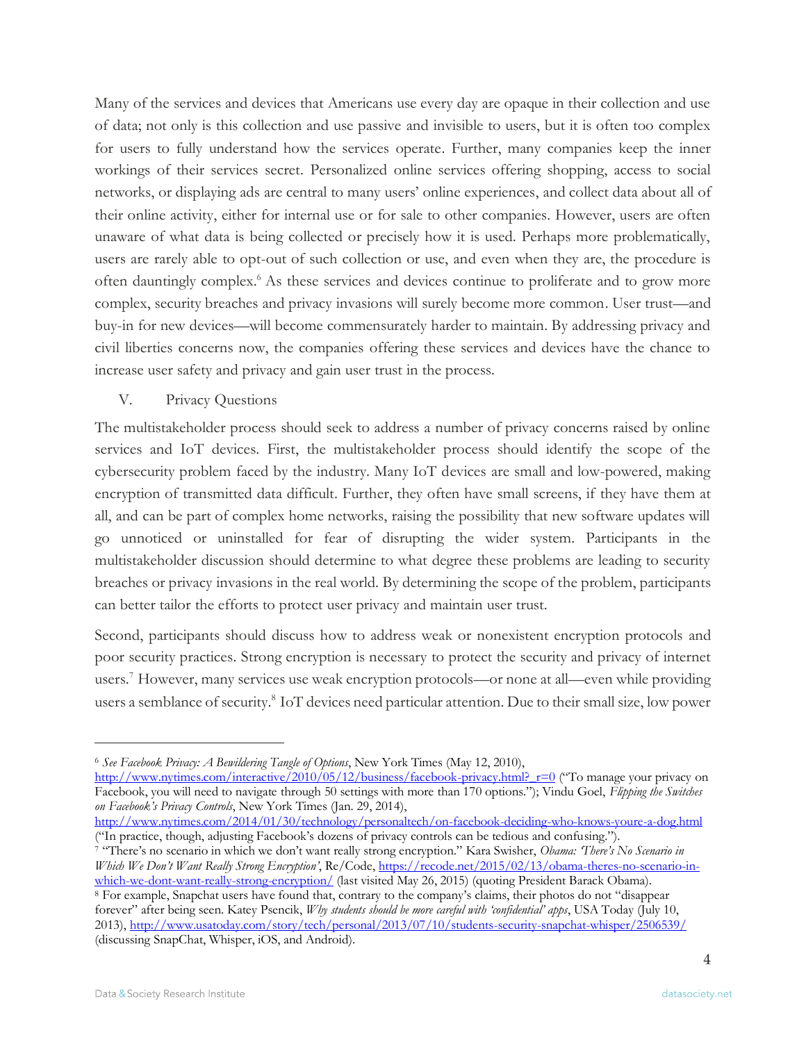Many of the services and devices that Americans use every day are opaque in their collection and use of data; not only is this collection and use passive and invisible to users, but it is often too complex for users to fully understand how the services operate. Further, many companies keep the inner workings of their services secret. Personalized online services offering shopping, access to social networks, or displaying ads are central to many users' online experiences, and collect data about all of their online activity, either for internal use or for sale to other companies. However, users are often unaware of what data is being collected or precisely how it is used. Perhaps more problematically, users are rarely able to opt-out of such collection or use, and even when they are, the procedure is often dauntingly complex.[6] As these services and devices continue to proliferate and to grow more complex, security breaches and privacy invasions will surely become more common. User trust—and buy-in for new devices—will become commensurately harder to maintain. By addressing privacy and civil liberties concerns now, the companies offering these services and devices have the chance to increase user safety and privacy and gain user trust in the process.

## V. Privacy Questions

The multistakeholder process should seek to address a number of privacy concerns raised by online services and IoT devices. First, the multistakeholder process should identify the scope of the cybersecurity problem faced by the industry. Many IoT devices are small and low-powered, making encryption of transmitted data difficult. Further, they often have small screens, if they have them at all, and can be part of complex home networks, raising the possibility that new software updates will go unnoticed or uninstalled for fear of disrupting the wider system. Participants in the multistakeholder discussion should determine to what degree these problems are leading to security breaches or privacy invasions in the real world. By determining the scope of the problem, participants can better tailor the efforts to protect user privacy and maintain user trust.

Second, participants should discuss how to address weak or nonexistent encryption protocols and poor security practices. Strong encryption is necessary to protect the security and privacy of internet users.[7] However, many services use weak encryption protocols—or none at all—even while providing users a semblance of security.[8] IoT devices need particular attention. Due to their small size, low power

---

[6] *See Facebook Privacy: A Bewildering Tangle of Options*, New York Times (May 12, 2010), http://www.nytimes.com/interactive/2010/05/12/business/facebook-privacy.html?_r=0 ("To manage your privacy on Facebook, you will need to navigate through 50 settings with more than 170 options."); Vindu Goel, *Flipping the Switches on Facebook's Privacy Controls*, New York Times (Jan. 29, 2014), http://www.nytimes.com/2014/01/30/technology/personaltech/on-facebook-deciding-who-knows-youre-a-dog.html ("In practice, though, adjusting Facebook's dozens of privacy controls can be tedious and confusing.").

[7] "There's no scenario in which we don't want really strong encryption." Kara Swisher, *Obama: 'There's No Scenario in Which We Don't Want Really Strong Encryption'*, Re/Code, https://recode.net/2015/02/13/obama-theres-no-scenario-in-which-we-dont-want-really-strong-encryption/ (last visited May 26, 2015) (quoting President Barack Obama).

[8] For example, Snapchat users have found that, contrary to the company's claims, their photos do not "disappear forever" after being seen. Katey Psencik, *Why students should be more careful with 'confidential' apps*, USA Today (July 10, 2013), http://www.usatoday.com/story/tech/personal/2013/07/10/students-security-snapchat-whisper/2506539/ (discussing SnapChat, Whisper, iOS, and Android).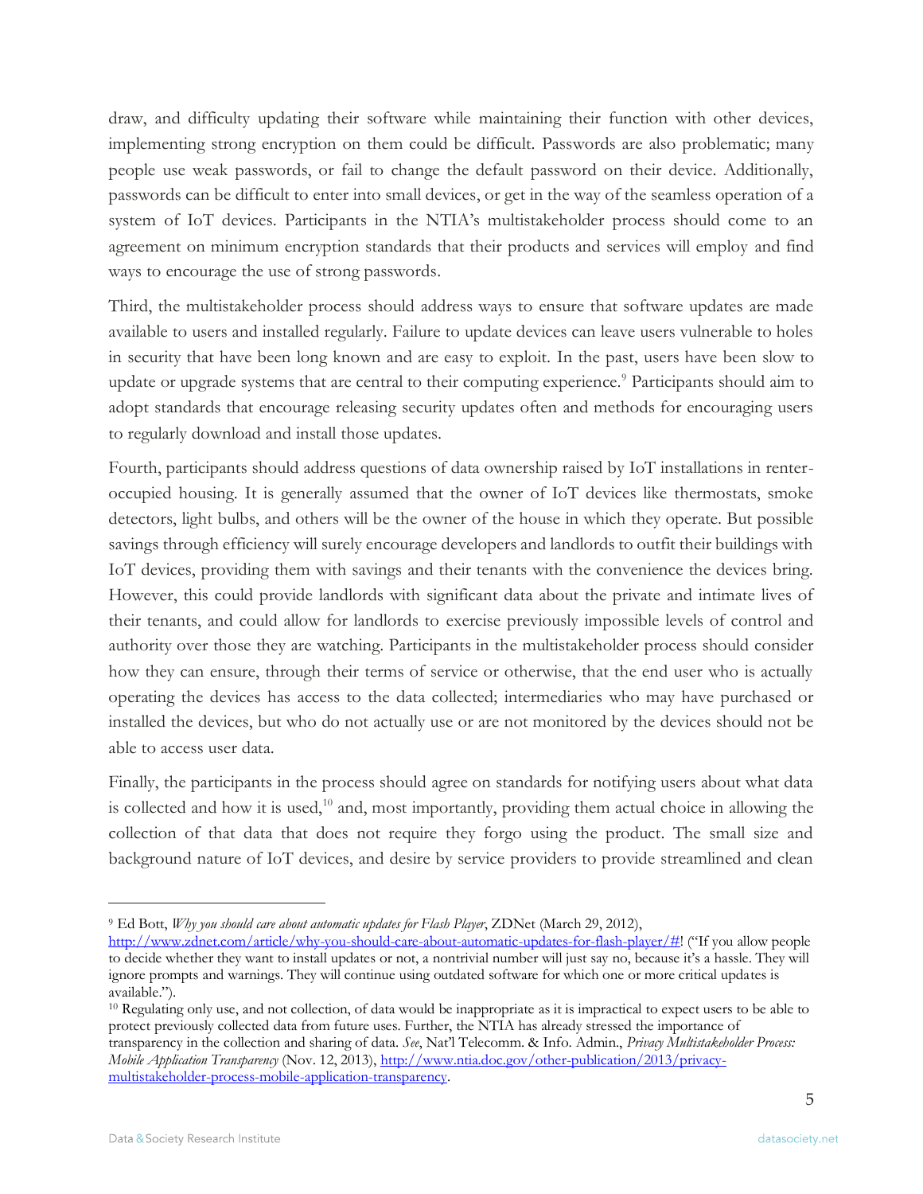draw, and difficulty updating their software while maintaining their function with other devices, implementing strong encryption on them could be difficult. Passwords are also problematic; many people use weak passwords, or fail to change the default password on their device. Additionally, passwords can be difficult to enter into small devices, or get in the way of the seamless operation of a system of IoT devices. Participants in the NTIA's multistakeholder process should come to an agreement on minimum encryption standards that their products and services will employ and find ways to encourage the use of strong passwords.

Third, the multistakeholder process should address ways to ensure that software updates are made available to users and installed regularly. Failure to update devices can leave users vulnerable to holes in security that have been long known and are easy to exploit. In the past, users have been slow to update or upgrade systems that are central to their computing experience.[9] Participants should aim to adopt standards that encourage releasing security updates often and methods for encouraging users to regularly download and install those updates.

Fourth, participants should address questions of data ownership raised by IoT installations in renter-occupied housing. It is generally assumed that the owner of IoT devices like thermostats, smoke detectors, light bulbs, and others will be the owner of the house in which they operate. But possible savings through efficiency will surely encourage developers and landlords to outfit their buildings with IoT devices, providing them with savings and their tenants with the convenience the devices bring. However, this could provide landlords with significant data about the private and intimate lives of their tenants, and could allow for landlords to exercise previously impossible levels of control and authority over those they are watching. Participants in the multistakeholder process should consider how they can ensure, through their terms of service or otherwise, that the end user who is actually operating the devices has access to the data collected; intermediaries who may have purchased or installed the devices, but who do not actually use or are not monitored by the devices should not be able to access user data.

Finally, the participants in the process should agree on standards for notifying users about what data is collected and how it is used,[10] and, most importantly, providing them actual choice in allowing the collection of that data that does not require they forgo using the product. The small size and background nature of IoT devices, and desire by service providers to provide streamlined and clean

---

[9] Ed Bott, *Why you should care about automatic updates for Flash Player*, ZDNet (March 29, 2012), http://www.zdnet.com/article/why-you-should-care-about-automatic-updates-for-flash-player/#! ("If you allow people to decide whether they want to install updates or not, a nontrivial number will just say no, because it's a hassle. They will ignore prompts and warnings. They will continue using outdated software for which one or more critical updates is available.").

[10] Regulating only use, and not collection, of data would be inappropriate as it is impractical to expect users to be able to protect previously collected data from future uses. Further, the NTIA has already stressed the importance of transparency in the collection and sharing of data. *See*, Nat'l Telecomm. & Info. Admin., *Privacy Multistakeholder Process: Mobile Application Transparency* (Nov. 12, 2013), http://www.ntia.doc.gov/other-publication/2013/privacy-multistakeholder-process-mobile-application-transparency.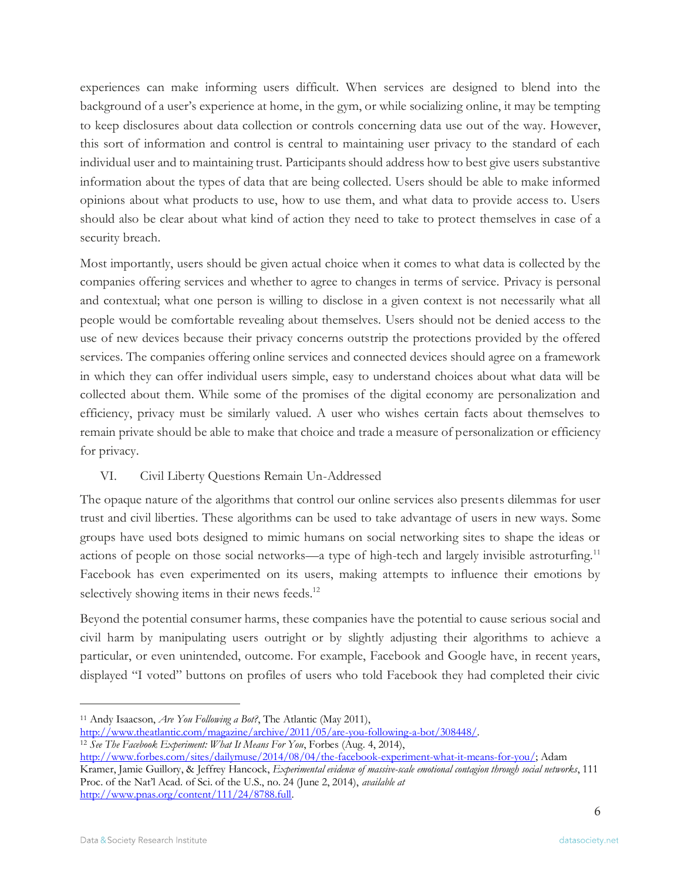experiences can make informing users difficult. When services are designed to blend into the background of a user's experience at home, in the gym, or while socializing online, it may be tempting to keep disclosures about data collection or controls concerning data use out of the way. However, this sort of information and control is central to maintaining user privacy to the standard of each individual user and to maintaining trust. Participants should address how to best give users substantive information about the types of data that are being collected. Users should be able to make informed opinions about what products to use, how to use them, and what data to provide access to. Users should also be clear about what kind of action they need to take to protect themselves in case of a security breach.

Most importantly, users should be given actual choice when it comes to what data is collected by the companies offering services and whether to agree to changes in terms of service. Privacy is personal and contextual; what one person is willing to disclose in a given context is not necessarily what all people would be comfortable revealing about themselves. Users should not be denied access to the use of new devices because their privacy concerns outstrip the protections provided by the offered services. The companies offering online services and connected devices should agree on a framework in which they can offer individual users simple, easy to understand choices about what data will be collected about them. While some of the promises of the digital economy are personalization and efficiency, privacy must be similarly valued. A user who wishes certain facts about themselves to remain private should be able to make that choice and trade a measure of personalization or efficiency for privacy.

## VI. Civil Liberty Questions Remain Un-Addressed

The opaque nature of the algorithms that control our online services also presents dilemmas for user trust and civil liberties. These algorithms can be used to take advantage of users in new ways. Some groups have used bots designed to mimic humans on social networking sites to shape the ideas or actions of people on those social networks—a type of high-tech and largely invisible astroturfing.[11] Facebook has even experimented on its users, making attempts to influence their emotions by selectively showing items in their news feeds.[12]

Beyond the potential consumer harms, these companies have the potential to cause serious social and civil harm by manipulating users outright or by slightly adjusting their algorithms to achieve a particular, or even unintended, outcome. For example, Facebook and Google have, in recent years, displayed "I voted" buttons on profiles of users who told Facebook they had completed their civic

---

[11] Andy Isaacson, *Are You Following a Bot?*, The Atlantic (May 2011), http://www.theatlantic.com/magazine/archive/2011/05/are-you-following-a-bot/308448/.

[12] *See The Facebook Experiment: What It Means For You*, Forbes (Aug. 4, 2014), http://www.forbes.com/sites/dailymuse/2014/08/04/the-facebook-experiment-what-it-means-for-you/; Adam Kramer, Jamie Guillory, & Jeffrey Hancock, *Experimental evidence of massive-scale emotional contagion through social networks*, 111 Proc. of the Nat'l Acad. of Sci. of the U.S., no. 24 (June 2, 2014), *available at* http://www.pnas.org/content/111/24/8788.full.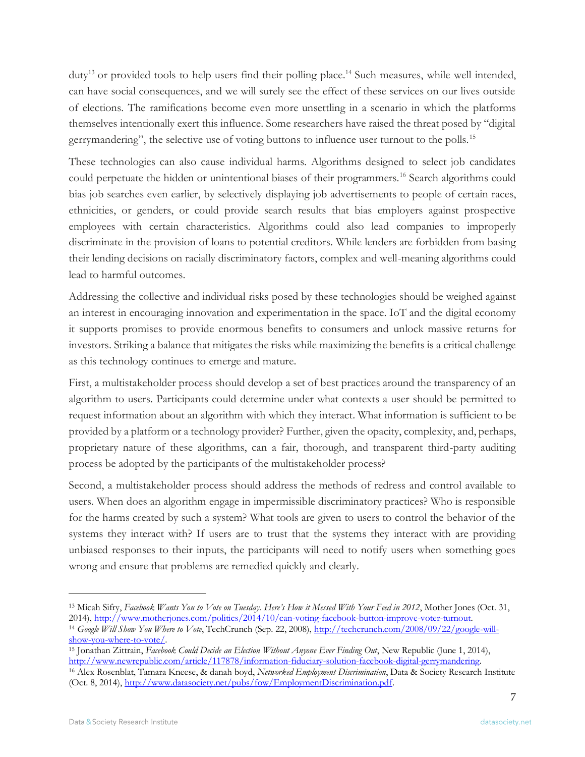duty[13] or provided tools to help users find their polling place.[14] Such measures, while well intended, can have social consequences, and we will surely see the effect of these services on our lives outside of elections. The ramifications become even more unsettling in a scenario in which the platforms themselves intentionally exert this influence. Some researchers have raised the threat posed by "digital gerrymandering", the selective use of voting buttons to influence user turnout to the polls.[15]

These technologies can also cause individual harms. Algorithms designed to select job candidates could perpetuate the hidden or unintentional biases of their programmers.[16] Search algorithms could bias job searches even earlier, by selectively displaying job advertisements to people of certain races, ethnicities, or genders, or could provide search results that bias employers against prospective employees with certain characteristics. Algorithms could also lead companies to improperly discriminate in the provision of loans to potential creditors. While lenders are forbidden from basing their lending decisions on racially discriminatory factors, complex and well-meaning algorithms could lead to harmful outcomes.

Addressing the collective and individual risks posed by these technologies should be weighed against an interest in encouraging innovation and experimentation in the space. IoT and the digital economy it supports promises to provide enormous benefits to consumers and unlock massive returns for investors. Striking a balance that mitigates the risks while maximizing the benefits is a critical challenge as this technology continues to emerge and mature.

First, a multistakeholder process should develop a set of best practices around the transparency of an algorithm to users. Participants could determine under what contexts a user should be permitted to request information about an algorithm with which they interact. What information is sufficient to be provided by a platform or a technology provider? Further, given the opacity, complexity, and, perhaps, proprietary nature of these algorithms, can a fair, thorough, and transparent third-party auditing process be adopted by the participants of the multistakeholder process?

Second, a multistakeholder process should address the methods of redress and control available to users. When does an algorithm engage in impermissible discriminatory practices? Who is responsible for the harms created by such a system? What tools are given to users to control the behavior of the systems they interact with? If users are to trust that the systems they interact with are providing unbiased responses to their inputs, the participants will need to notify users when something goes wrong and ensure that problems are remedied quickly and clearly.

---

[13] Micah Sifry, *Facebook Wants You to Vote on Tuesday. Here's How it Messed With Your Feed in 2012*, Mother Jones (Oct. 31, 2014), http://www.motherjones.com/politics/2014/10/can-voting-facebook-button-improve-voter-turnout.

[14] *Google Will Show You Where to Vote*, TechCrunch (Sep. 22, 2008), http://techcrunch.com/2008/09/22/google-will-show-you-where-to-vote/.

[15] Jonathan Zittrain, *Facebook Could Decide an Election Without Anyone Ever Finding Out*, New Republic (June 1, 2014), http://www.newrepublic.com/article/117878/information-fiduciary-solution-facebook-digital-gerrymandering.

[16] Alex Rosenblat, Tamara Kneese, & danah boyd, *Networked Employment Discrimination*, Data & Society Research Institute (Oct. 8, 2014), http://www.datasociety.net/pubs/fow/EmploymentDiscrimination.pdf.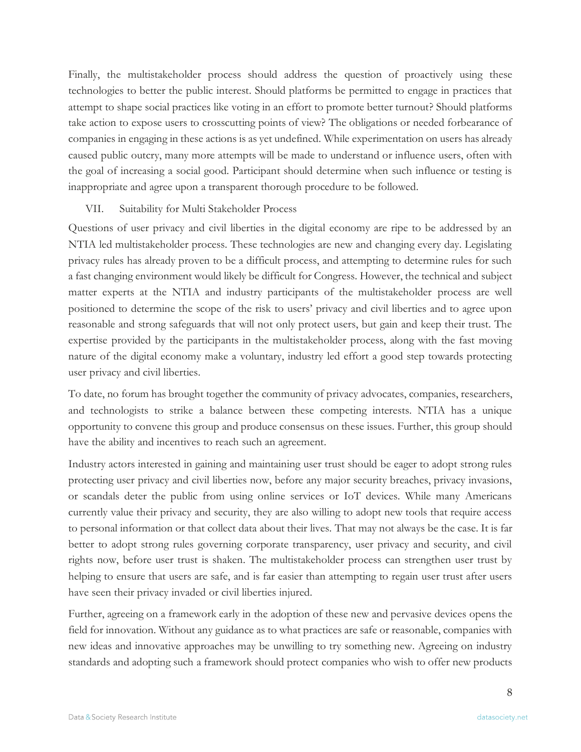Finally, the multistakeholder process should address the question of proactively using these technologies to better the public interest. Should platforms be permitted to engage in practices that attempt to shape social practices like voting in an effort to promote better turnout? Should platforms take action to expose users to crosscutting points of view? The obligations or needed forbearance of companies in engaging in these actions is as yet undefined. While experimentation on users has already caused public outcry, many more attempts will be made to understand or influence users, often with the goal of increasing a social good. Participant should determine when such influence or testing is inappropriate and agree upon a transparent thorough procedure to be followed.

## VII. Suitability for Multi Stakeholder Process

Questions of user privacy and civil liberties in the digital economy are ripe to be addressed by an NTIA led multistakeholder process. These technologies are new and changing every day. Legislating privacy rules has already proven to be a difficult process, and attempting to determine rules for such a fast changing environment would likely be difficult for Congress. However, the technical and subject matter experts at the NTIA and industry participants of the multistakeholder process are well positioned to determine the scope of the risk to users' privacy and civil liberties and to agree upon reasonable and strong safeguards that will not only protect users, but gain and keep their trust. The expertise provided by the participants in the multistakeholder process, along with the fast moving nature of the digital economy make a voluntary, industry led effort a good step towards protecting user privacy and civil liberties.

To date, no forum has brought together the community of privacy advocates, companies, researchers, and technologists to strike a balance between these competing interests. NTIA has a unique opportunity to convene this group and produce consensus on these issues. Further, this group should have the ability and incentives to reach such an agreement.

Industry actors interested in gaining and maintaining user trust should be eager to adopt strong rules protecting user privacy and civil liberties now, before any major security breaches, privacy invasions, or scandals deter the public from using online services or IoT devices. While many Americans currently value their privacy and security, they are also willing to adopt new tools that require access to personal information or that collect data about their lives. That may not always be the case. It is far better to adopt strong rules governing corporate transparency, user privacy and security, and civil rights now, before user trust is shaken. The multistakeholder process can strengthen user trust by helping to ensure that users are safe, and is far easier than attempting to regain user trust after users have seen their privacy invaded or civil liberties injured.

Further, agreeing on a framework early in the adoption of these new and pervasive devices opens the field for innovation. Without any guidance as to what practices are safe or reasonable, companies with new ideas and innovative approaches may be unwilling to try something new. Agreeing on industry standards and adopting such a framework should protect companies who wish to offer new products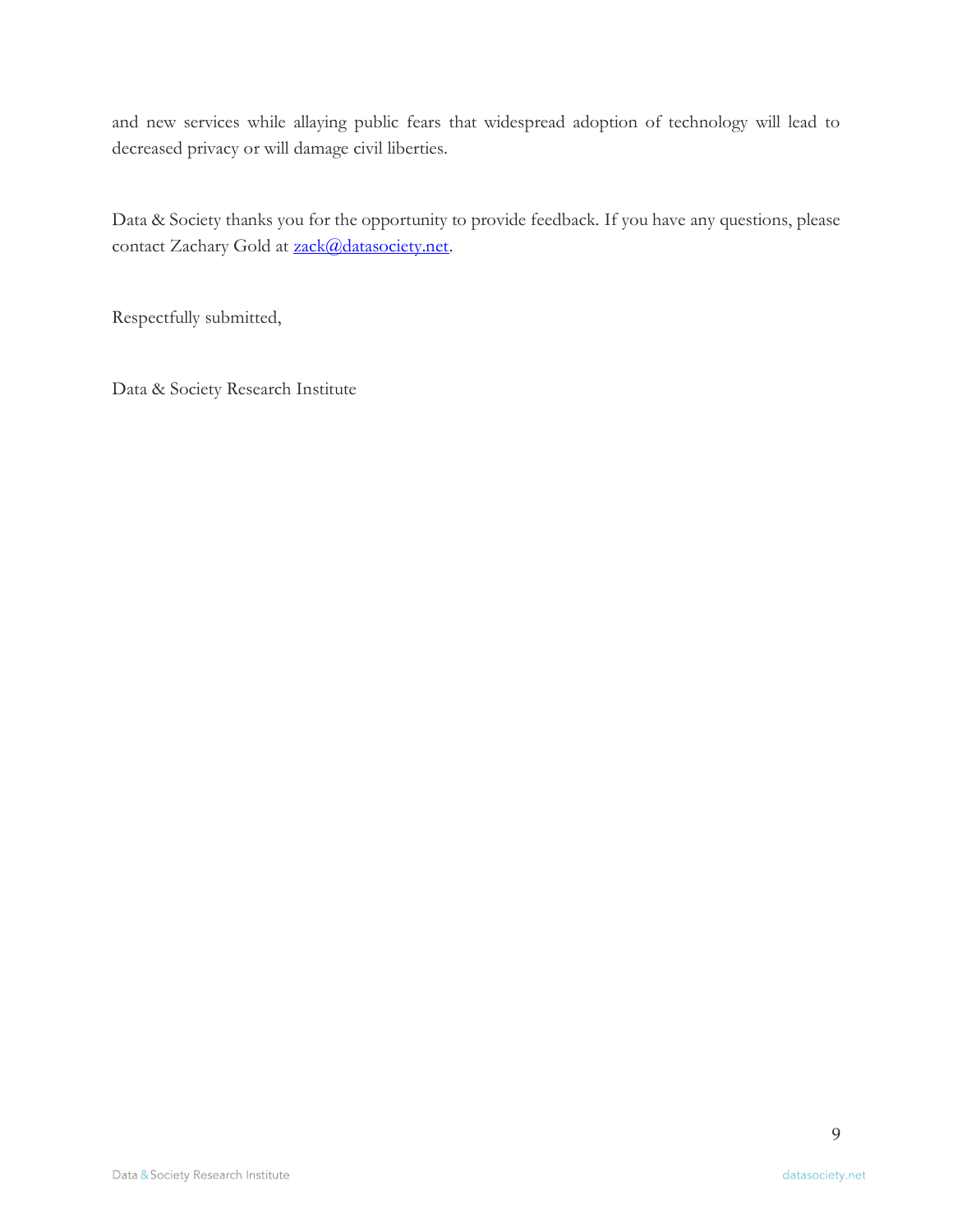and new services while allaying public fears that widespread adoption of technology will lead to decreased privacy or will damage civil liberties.

Data & Society thanks you for the opportunity to provide feedback. If you have any questions, please contact Zachary Gold at [zack@datasociety.net](mailto:zack@datasociety.net).

Respectfully submitted,

Data & Society Research Institute